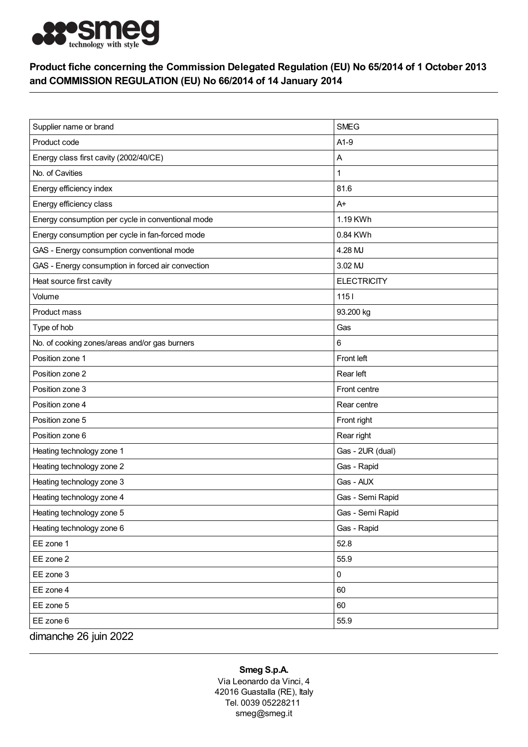smeg technology with style

## Product fiche concerning the Commission Delegated Regulation (EU) No 65/2014 of 1 October 2013 and COMMISSION REGULATION (EU) No 66/2014 of 14 January 2014

| | |
|---|---|
| Supplier name or brand | SMEG |
| Product code | A1-9 |
| Energy class first cavity (2002/40/CE) | A |
| No. of Cavities | 1 |
| Energy efficiency index | 81.6 |
| Energy efficiency class | A+ |
| Energy consumption per cycle in conventional mode | 1.19 KWh |
| Energy consumption per cycle in fan-forced mode | 0.84 KWh |
| GAS - Energy consumption conventional mode | 4.28 MJ |
| GAS - Energy consumption in forced air convection | 3.02 MJ |
| Heat source first cavity | ELECTRICITY |
| Volume | 115 l |
| Product mass | 93.200 kg |
| Type of hob | Gas |
| No. of cooking zones/areas and/or gas burners | 6 |
| Position zone 1 | Front left |
| Position zone 2 | Rear left |
| Position zone 3 | Front centre |
| Position zone 4 | Rear centre |
| Position zone 5 | Front right |
| Position zone 6 | Rear right |
| Heating technology zone 1 | Gas - 2UR (dual) |
| Heating technology zone 2 | Gas - Rapid |
| Heating technology zone 3 | Gas - AUX |
| Heating technology zone 4 | Gas - Semi Rapid |
| Heating technology zone 5 | Gas - Semi Rapid |
| Heating technology zone 6 | Gas - Rapid |
| EE zone 1 | 52.8 |
| EE zone 2 | 55.9 |
| EE zone 3 | 0 |
| EE zone 4 | 60 |
| EE zone 5 | 60 |
| EE zone 6 | 55.9 |

dimanche 26 juin 2022

**Smeg S.p.A.**
Via Leonardo da Vinci, 4
42016 Guastalla (RE), Italy
Tel. 0039 05228211
smeg@smeg.it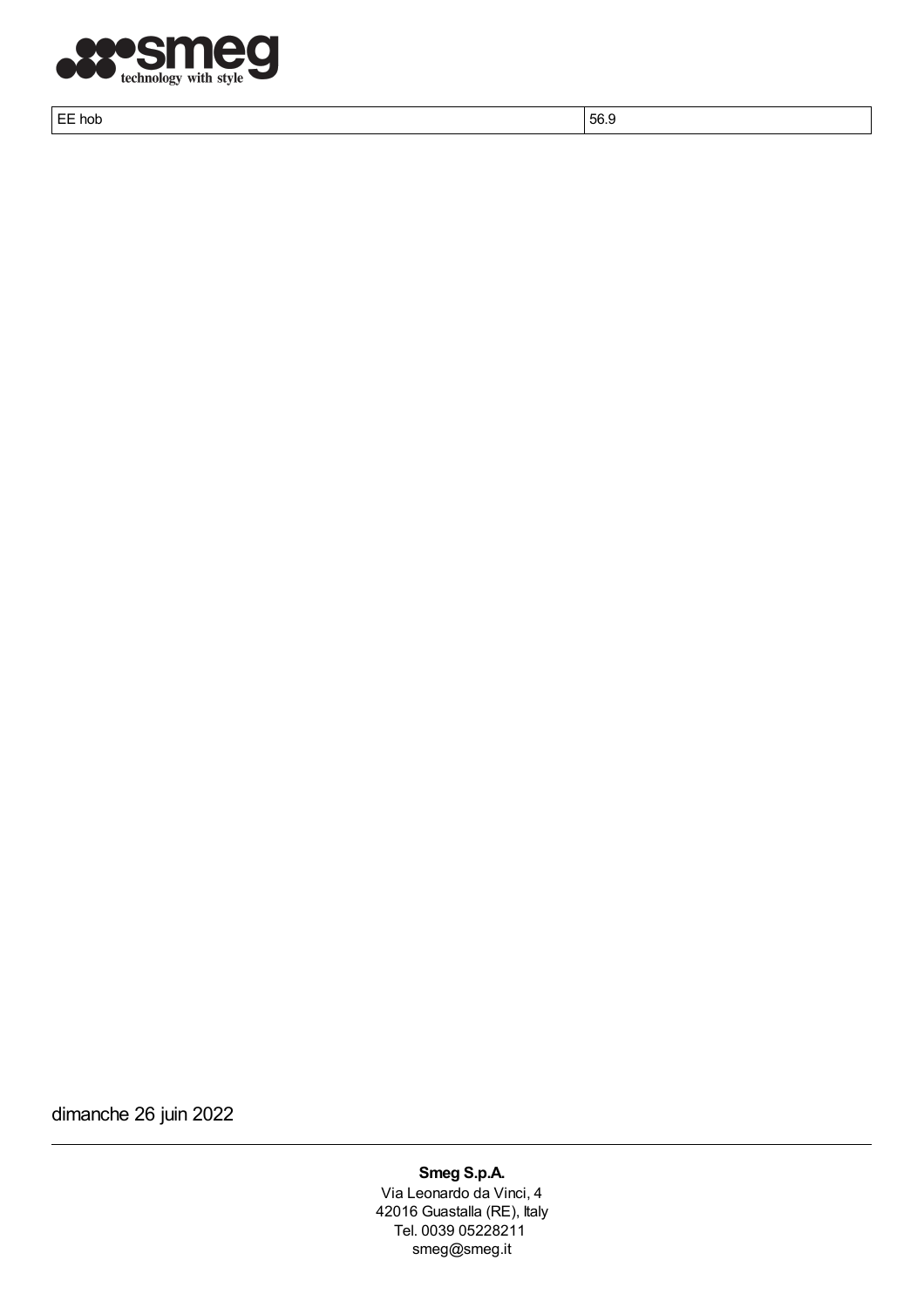| | |
|---|---|
| EE hob | 56.9 |

dimanche 26 juin 2022

**Smeg S.p.A.**
Via Leonardo da Vinci, 4
42016 Guastalla (RE), Italy
Tel. 0039 05228211
smeg@smeg.it